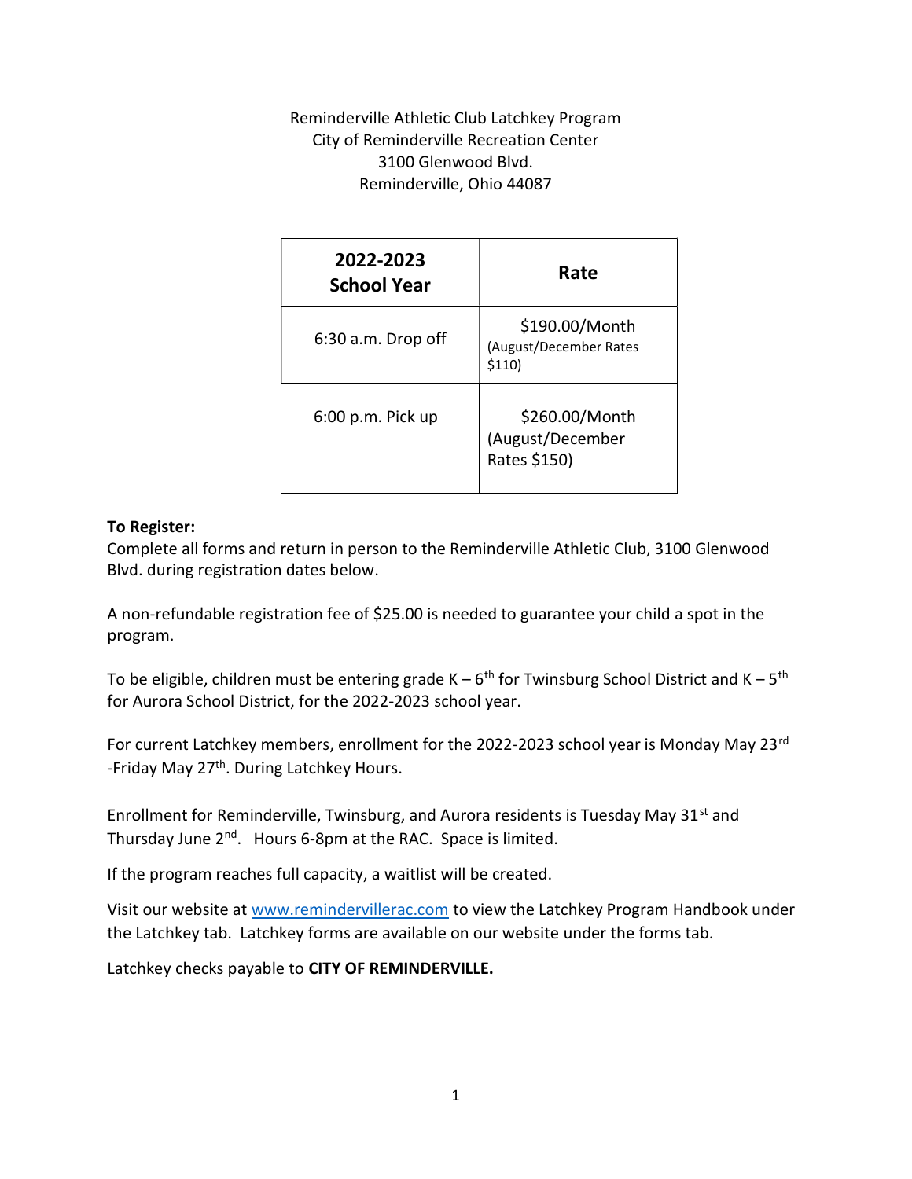Reminderville Athletic Club Latchkey Program
City of Reminderville Recreation Center
3100 Glenwood Blvd.
Reminderville, Ohio 44087

| **2022-2023 School Year** | **Rate** |
|---|---|
| 6:30 a.m. Drop off | $190.00/Month (August/December Rates $110) |
| 6:00 p.m. Pick up | $260.00/Month (August/December Rates $150) |

**To Register:**
Complete all forms and return in person to the Reminderville Athletic Club, 3100 Glenwood Blvd. during registration dates below.

A non-refundable registration fee of $25.00 is needed to guarantee your child a spot in the program.

To be eligible, children must be entering grade K – 6th for Twinsburg School District and K – 5th for Aurora School District, for the 2022-2023 school year.

For current Latchkey members, enrollment for the 2022-2023 school year is Monday May 23rd -Friday May 27th. During Latchkey Hours.

Enrollment for Reminderville, Twinsburg, and Aurora residents is Tuesday May 31st and Thursday June 2nd. Hours 6-8pm at the RAC. Space is limited.

If the program reaches full capacity, a waitlist will be created.

Visit our website at www.remindervillerac.com to view the Latchkey Program Handbook under the Latchkey tab. Latchkey forms are available on our website under the forms tab.

Latchkey checks payable to **CITY OF REMINDERVILLE.**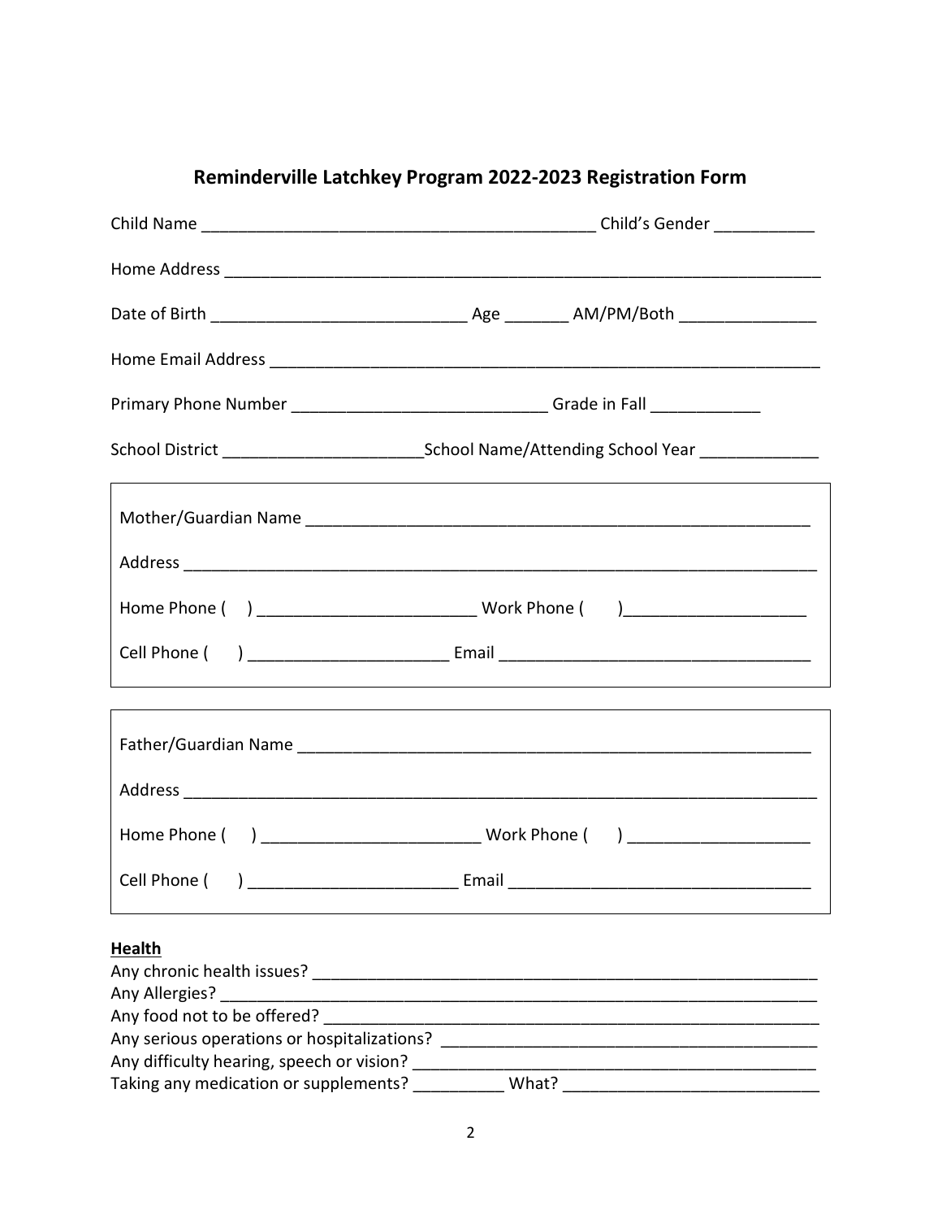## Reminderville Latchkey Program 2022-2023 Registration Form

Child Name ___________________________________________ Child's Gender ___________

Home Address ___________________________________________________________________

Date of Birth ____________________________ Age _______ AM/PM/Both _______________

Home Email Address ______________________________________________________________

Primary Phone Number ____________________________ Grade in Fall ____________

School District ______________________School Name/Attending School Year _____________

Mother/Guardian Name ____________________________________________________

Address ________________________________________________________________

Home Phone ( ) ________________________ Work Phone ( )____________________

Cell Phone ( ) ______________________ Email __________________________________

Father/Guardian Name ____________________________________________________

Address ________________________________________________________________

Home Phone ( ) ________________________ Work Phone ( ) ____________________

Cell Phone ( ) _______________________ Email _________________________________

**Health**

Any chronic health issues? ________________________________________________________

Any Allergies? _________________________________________________________________

Any food not to be offered? _______________________________________________________

Any serious operations or hospitalizations? ___________________________________________

Any difficulty hearing, speech or vision? _____________________________________________

Taking any medication or supplements? __________ What? ___________________________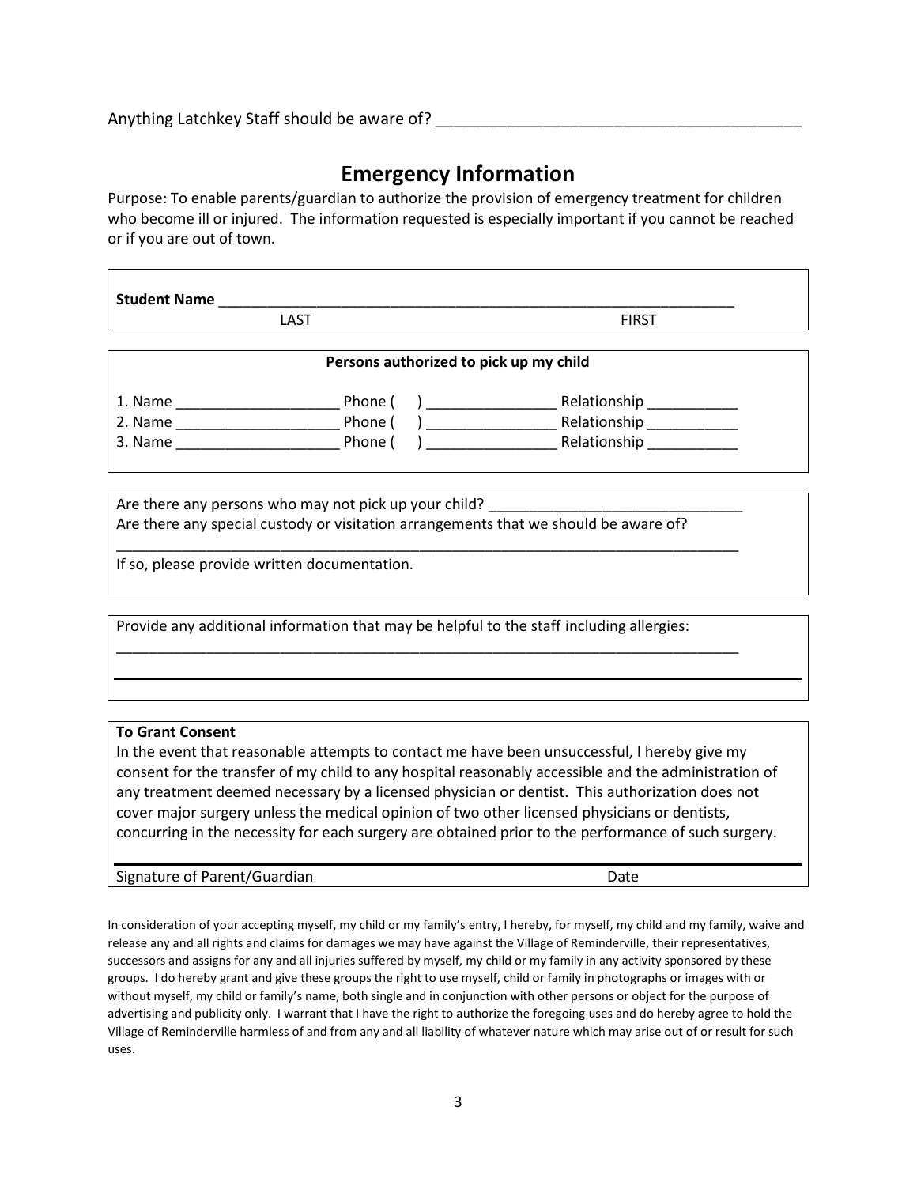Anything Latchkey Staff should be aware of? ___________________________________________

## Emergency Information

Purpose: To enable parents/guardian to authorize the provision of emergency treatment for children who become ill or injured. The information requested is especially important if you cannot be reached or if you are out of town.

**Student Name** _________________________________________________________________
LAST FIRST

**Persons authorized to pick up my child**

1. Name ____________________ Phone ( ) ________________ Relationship ___________
2. Name ____________________ Phone ( ) ________________ Relationship ___________
3. Name ____________________ Phone ( ) ________________ Relationship ___________

Are there any persons who may not pick up your child? ______________________________
Are there any special custody or visitation arrangements that we should be aware of?
_____________________________________________________________________________
If so, please provide written documentation.

Provide any additional information that may be helpful to the staff including allergies:
_____________________________________________________________________________
_____________________________________________________________________________

**To Grant Consent**
In the event that reasonable attempts to contact me have been unsuccessful, I hereby give my consent for the transfer of my child to any hospital reasonably accessible and the administration of any treatment deemed necessary by a licensed physician or dentist. This authorization does not cover major surgery unless the medical opinion of two other licensed physicians or dentists, concurring in the necessity for each surgery are obtained prior to the performance of such surgery.

_____________________________________________________________________________
Signature of Parent/Guardian Date

In consideration of your accepting myself, my child or my family's entry, I hereby, for myself, my child and my family, waive and release any and all rights and claims for damages we may have against the Village of Reminderville, their representatives, successors and assigns for any and all injuries suffered by myself, my child or my family in any activity sponsored by these groups. I do hereby grant and give these groups the right to use myself, child or family in photographs or images with or without myself, my child or family's name, both single and in conjunction with other persons or object for the purpose of advertising and publicity only. I warrant that I have the right to authorize the foregoing uses and do hereby agree to hold the Village of Reminderville harmless of and from any and all liability of whatever nature which may arise out of or result for such uses.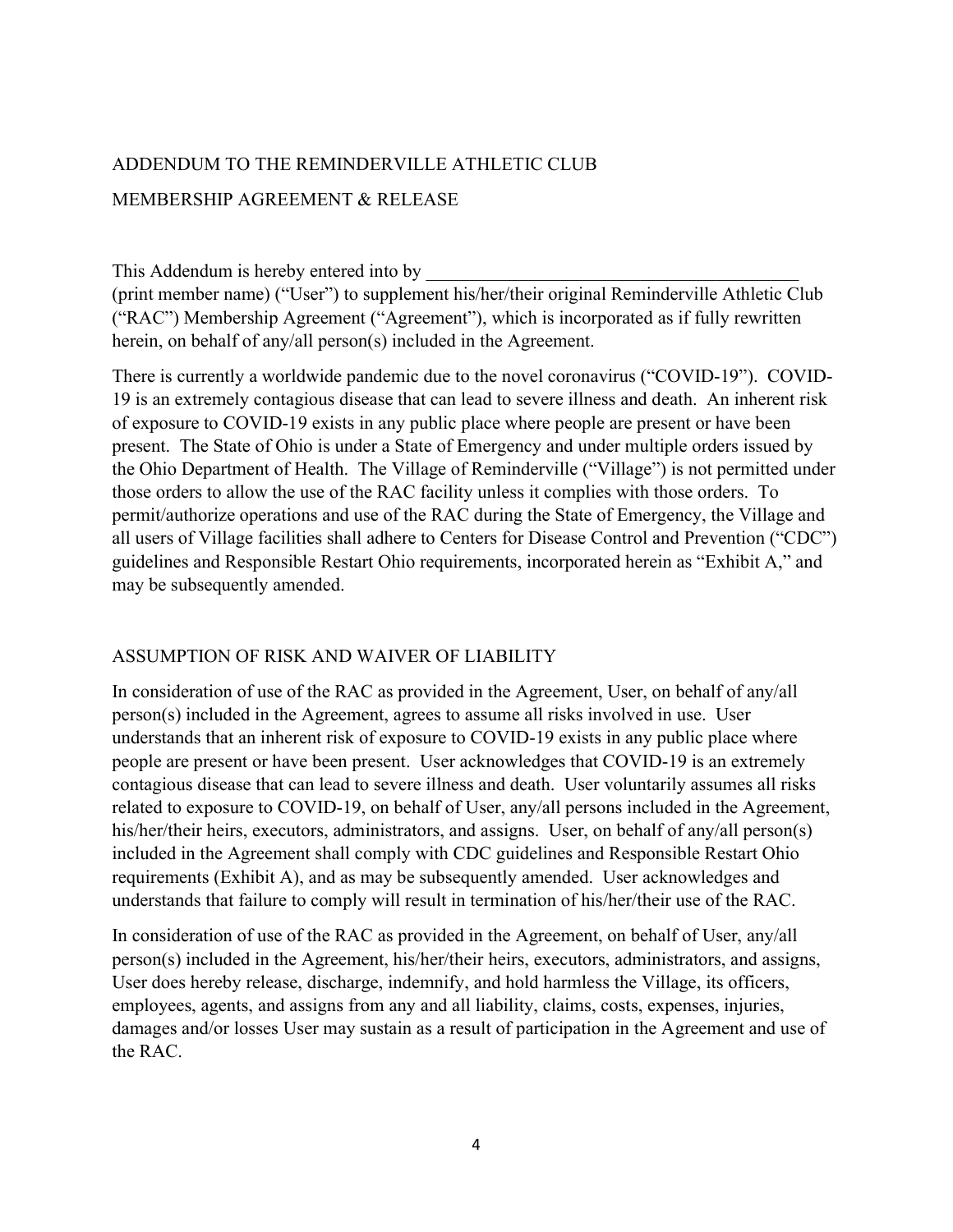# ADDENDUM TO THE REMINDERVILLE ATHLETIC CLUB

# MEMBERSHIP AGREEMENT & RELEASE

This Addendum is hereby entered into by ________________________________________ (print member name) ("User") to supplement his/her/their original Reminderville Athletic Club ("RAC") Membership Agreement ("Agreement"), which is incorporated as if fully rewritten herein, on behalf of any/all person(s) included in the Agreement.

There is currently a worldwide pandemic due to the novel coronavirus ("COVID-19"). COVID-19 is an extremely contagious disease that can lead to severe illness and death. An inherent risk of exposure to COVID-19 exists in any public place where people are present or have been present. The State of Ohio is under a State of Emergency and under multiple orders issued by the Ohio Department of Health. The Village of Reminderville ("Village") is not permitted under those orders to allow the use of the RAC facility unless it complies with those orders. To permit/authorize operations and use of the RAC during the State of Emergency, the Village and all users of Village facilities shall adhere to Centers for Disease Control and Prevention ("CDC") guidelines and Responsible Restart Ohio requirements, incorporated herein as "Exhibit A," and may be subsequently amended.

## ASSUMPTION OF RISK AND WAIVER OF LIABILITY

In consideration of use of the RAC as provided in the Agreement, User, on behalf of any/all person(s) included in the Agreement, agrees to assume all risks involved in use. User understands that an inherent risk of exposure to COVID-19 exists in any public place where people are present or have been present. User acknowledges that COVID-19 is an extremely contagious disease that can lead to severe illness and death. User voluntarily assumes all risks related to exposure to COVID-19, on behalf of User, any/all persons included in the Agreement, his/her/their heirs, executors, administrators, and assigns. User, on behalf of any/all person(s) included in the Agreement shall comply with CDC guidelines and Responsible Restart Ohio requirements (Exhibit A), and as may be subsequently amended. User acknowledges and understands that failure to comply will result in termination of his/her/their use of the RAC.

In consideration of use of the RAC as provided in the Agreement, on behalf of User, any/all person(s) included in the Agreement, his/her/their heirs, executors, administrators, and assigns, User does hereby release, discharge, indemnify, and hold harmless the Village, its officers, employees, agents, and assigns from any and all liability, claims, costs, expenses, injuries, damages and/or losses User may sustain as a result of participation in the Agreement and use of the RAC.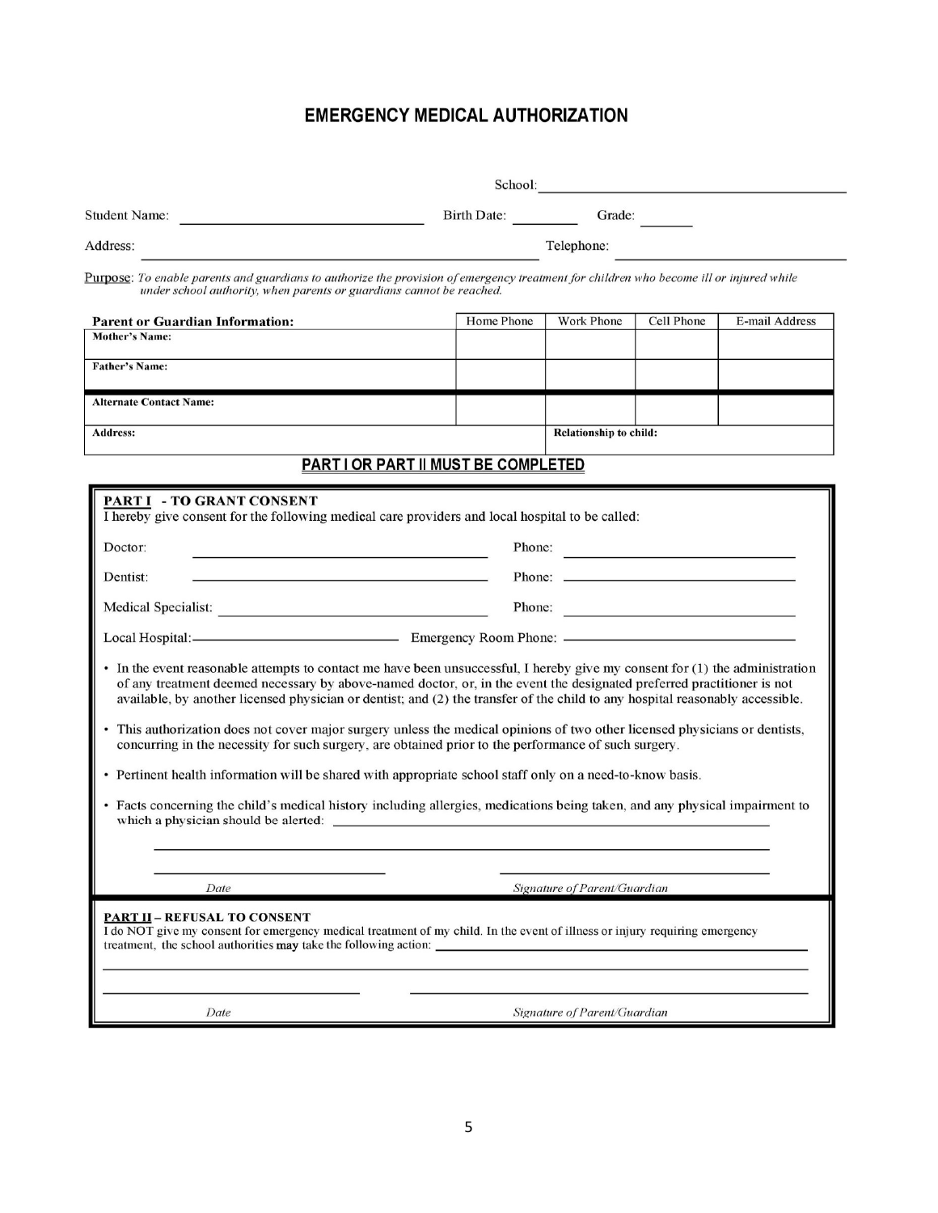# EMERGENCY MEDICAL AUTHORIZATION

School: ______________________________

Student Name: ______________________ Birth Date: ________ Grade: ______

Address: ______________________________ Telephone: ______________________

Purpose: *To enable parents and guardians to authorize the provision of emergency treatment for children who become ill or injured while under school authority, when parents or guardians cannot be reached.*

| **Parent or Guardian Information:** | Home Phone | Work Phone | Cell Phone | E-mail Address |
|---|---|---|---|---|
| **Mother's Name:** | | | | |
| **Father's Name:** | | | | |
| **Alternate Contact Name:** | | | | |
| **Address:** | | **Relationship to child:** | | |

## PART I OR PART II MUST BE COMPLETED

**PART I - TO GRANT CONSENT**

I hereby give consent for the following medical care providers and local hospital to be called:

Doctor: ______________________ Phone: ______________________

Dentist: ______________________ Phone: ______________________

Medical Specialist: ______________________ Phone: ______________________

Local Hospital: ______________________ Emergency Room Phone: ______________________

- In the event reasonable attempts to contact me have been unsuccessful, I hereby give my consent for (1) the administration of any treatment deemed necessary by above-named doctor, or, in the event the designated preferred practitioner is not available, by another licensed physician or dentist; and (2) the transfer of the child to any hospital reasonably accessible.
- This authorization does not cover major surgery unless the medical opinions of two other licensed physicians or dentists, concurring in the necessity for such surgery, are obtained prior to the performance of such surgery.
- Pertinent health information will be shared with appropriate school staff only on a need-to-know basis.
- Facts concerning the child's medical history including allergies, medications being taken, and any physical impairment to which a physician should be alerted: ______________________

______________________

______________________ ______________________

*Date* *Signature of Parent/Guardian*

**PART II – REFUSAL TO CONSENT**

I do NOT give my consent for emergency medical treatment of my child. In the event of illness or injury requiring emergency treatment, the school authorities **may** take the following action: ______________________

______________________

______________________ ______________________

*Date* *Signature of Parent/Guardian*